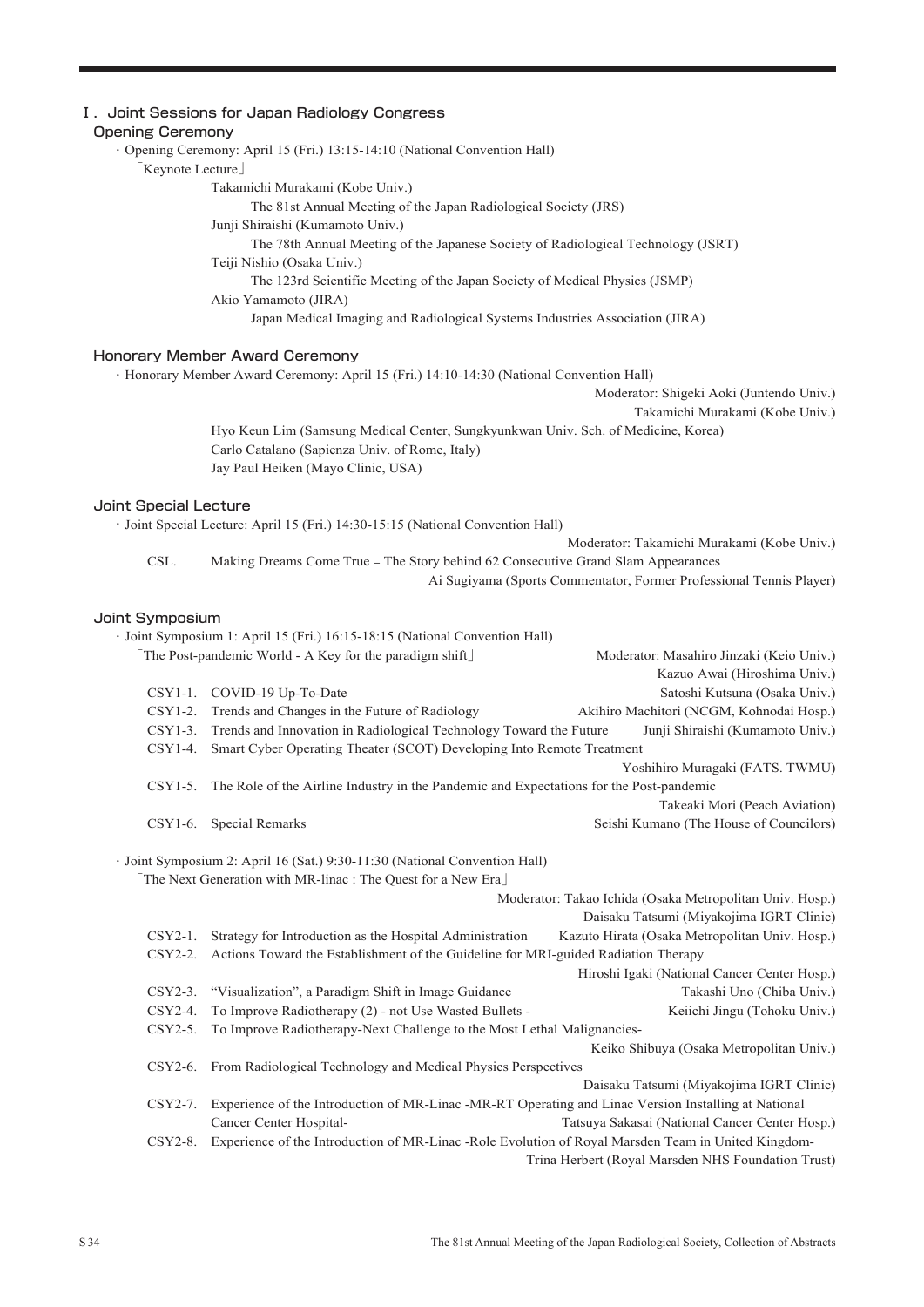# Ⅰ. Joint Sessions for Japan Radiology Congress

## Opening Ceremony

・Opening Ceremony: April 15 (Fri.) 13:15-14:10 (National Convention Hall)

「Keynote Lecture」

Takamichi Murakami (Kobe Univ.)
The 81st Annual Meeting of the Japan Radiological Society (JRS)

Junji Shiraishi (Kumamoto Univ.)
The 78th Annual Meeting of the Japanese Society of Radiological Technology (JSRT)

Teiji Nishio (Osaka Univ.)
The 123rd Scientific Meeting of the Japan Society of Medical Physics (JSMP)

Akio Yamamoto (JIRA)
Japan Medical Imaging and Radiological Systems Industries Association (JIRA)

## Honorary Member Award Ceremony

・Honorary Member Award Ceremony: April 15 (Fri.) 14:10-14:30 (National Convention Hall)

Moderator: Shigeki Aoki (Juntendo Univ.)
Takamichi Murakami (Kobe Univ.)

Hyo Keun Lim (Samsung Medical Center, Sungkyunkwan Univ. Sch. of Medicine, Korea)
Carlo Catalano (Sapienza Univ. of Rome, Italy)
Jay Paul Heiken (Mayo Clinic, USA)

## Joint Special Lecture

・Joint Special Lecture: April 15 (Fri.) 14:30-15:15 (National Convention Hall)

Moderator: Takamichi Murakami (Kobe Univ.)

CSL. Making Dreams Come True – The Story behind 62 Consecutive Grand Slam Appearances
Ai Sugiyama (Sports Commentator, Former Professional Tennis Player)

## Joint Symposium

・Joint Symposium 1: April 15 (Fri.) 16:15-18:15 (National Convention Hall)

「The Post-pandemic World - A Key for the paradigm shift」

Moderator: Masahiro Jinzaki (Keio Univ.)
Kazuo Awai (Hiroshima Univ.)

CSY1-1. COVID-19 Up-To-Date — Satoshi Kutsuna (Osaka Univ.)
CSY1-2. Trends and Changes in the Future of Radiology — Akihiro Machitori (NCGM, Kohnodai Hosp.)
CSY1-3. Trends and Innovation in Radiological Technology Toward the Future — Junji Shiraishi (Kumamoto Univ.)
CSY1-4. Smart Cyber Operating Theater (SCOT) Developing Into Remote Treatment — Yoshihiro Muragaki (FATS. TWMU)
CSY1-5. The Role of the Airline Industry in the Pandemic and Expectations for the Post-pandemic — Takeaki Mori (Peach Aviation)
CSY1-6. Special Remarks — Seishi Kumano (The House of Councilors)

・Joint Symposium 2: April 16 (Sat.) 9:30-11:30 (National Convention Hall)

「The Next Generation with MR-linac : The Quest for a New Era」

Moderator: Takao Ichida (Osaka Metropolitan Univ. Hosp.)
Daisaku Tatsumi (Miyakojima IGRT Clinic)

CSY2-1. Strategy for Introduction as the Hospital Administration — Kazuto Hirata (Osaka Metropolitan Univ. Hosp.)
CSY2-2. Actions Toward the Establishment of the Guideline for MRI-guided Radiation Therapy — Hiroshi Igaki (National Cancer Center Hosp.)
CSY2-3. "Visualization", a Paradigm Shift in Image Guidance — Takashi Uno (Chiba Univ.)
CSY2-4. To Improve Radiotherapy (2) - not Use Wasted Bullets - — Keiichi Jingu (Tohoku Univ.)
CSY2-5. To Improve Radiotherapy-Next Challenge to the Most Lethal Malignancies- — Keiko Shibuya (Osaka Metropolitan Univ.)
CSY2-6. From Radiological Technology and Medical Physics Perspectives — Daisaku Tatsumi (Miyakojima IGRT Clinic)
CSY2-7. Experience of the Introduction of MR-Linac -MR-RT Operating and Linac Version Installing at National Cancer Center Hospital- — Tatsuya Sakasai (National Cancer Center Hosp.)
CSY2-8. Experience of the Introduction of MR-Linac -Role Evolution of Royal Marsden Team in United Kingdom- — Trina Herbert (Royal Marsden NHS Foundation Trust)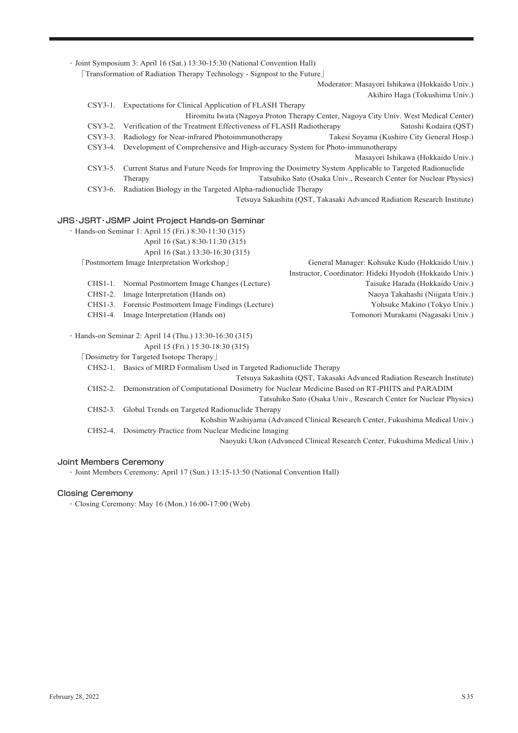・Joint Symposium 3: April 16 (Sat.) 13:30-15:30 (National Convention Hall)

「Transformation of Radiation Therapy Technology - Signpost to the Future」

Moderator: Masayori Ishikawa (Hokkaido Univ.)
Akihiro Haga (Tokushima Univ.)

CSY3-1. Expectations for Clinical Application of FLASH Therapy
Hiromitu Iwata (Nagoya Proton Therapy Center, Nagoya City Univ. West Medical Center)

CSY3-2. Verification of the Treatment Effectiveness of FLASH Radiotherapy — Satoshi Kodaira (QST)

CSY3-3. Radiology for Near-infrared Photoimmunotherapy — Takesi Soyama (Kushiro City General Hosp.)

CSY3-4. Development of Comprehensive and High-accuracy System for Photo-immunotherapy
Masayori Ishikawa (Hokkaido Univ.)

CSY3-5. Current Status and Future Needs for Improving the Dosimetry System Applicable to Targeted Radionuclide Therapy
Tatsuhiko Sato (Osaka Univ., Research Center for Nuclear Physics)

CSY3-6. Radiation Biology in the Targeted Alpha-radionuclide Therapy
Tetsuya Sakashita (QST, Takasaki Advanced Radiation Research Institute)

## JRS・JSRT・JSMP Joint Project Hands-on Seminar

・Hands-on Seminar 1: April 15 (Fri.) 8:30-11:30 (315)
April 16 (Sat.) 8:30-11:30 (315)
April 16 (Sat.) 13:30-16:30 (315)

「Postmortem Image Interpretation Workshop」

General Manager: Kohsuke Kudo (Hokkaido Univ.)
Instructor, Coordinator: Hideki Hyodoh (Hokkaido Univ.)

CHS1-1. Normal Postmortem Image Changes (Lecture) — Taisuke Harada (Hokkaido Univ.)

CHS1-2. Image Interpretation (Hands on) — Naoya Takahashi (Niigata Univ.)

CHS1-3. Forensic Postmortem Image Findings (Lecture) — Yohsuke Makino (Tokyo Univ.)

CHS1-4. Image Interpretation (Hands on) — Tomonori Murakami (Nagasaki Univ.)

・Hands-on Seminar 2: April 14 (Thu.) 13:30-16:30 (315)
April 15 (Fri.) 15:30-18:30 (315)

「Dosimetry for Targeted Isotope Therapy」

CHS2-1. Basics of MIRD Formalism Used in Targeted Radionuclide Therapy
Tetsuya Sakashita (QST, Takasaki Advanced Radiation Research Institute)

CHS2-2. Demonstration of Computational Dosimetry for Nuclear Medicine Based on RT-PHITS and PARADIM
Tatsuhiko Sato (Osaka Univ., Research Center for Nuclear Physics)

CHS2-3. Global Trends on Targeted Radionuclide Therapy
Kohshin Washiyama (Advanced Clinical Research Center, Fukushima Medical Univ.)

CHS2-4. Dosimetry Practice from Nuclear Medicine Imaging
Naoyuki Ukon (Advanced Clinical Research Center, Fukushima Medical Univ.)

## Joint Members Ceremony

・Joint Members Ceremony: April 17 (Sun.) 13:15-13:50 (National Convention Hall)

## Closing Ceremony

・Closing Ceremony: May 16 (Mon.) 16:00-17:00 (Web)